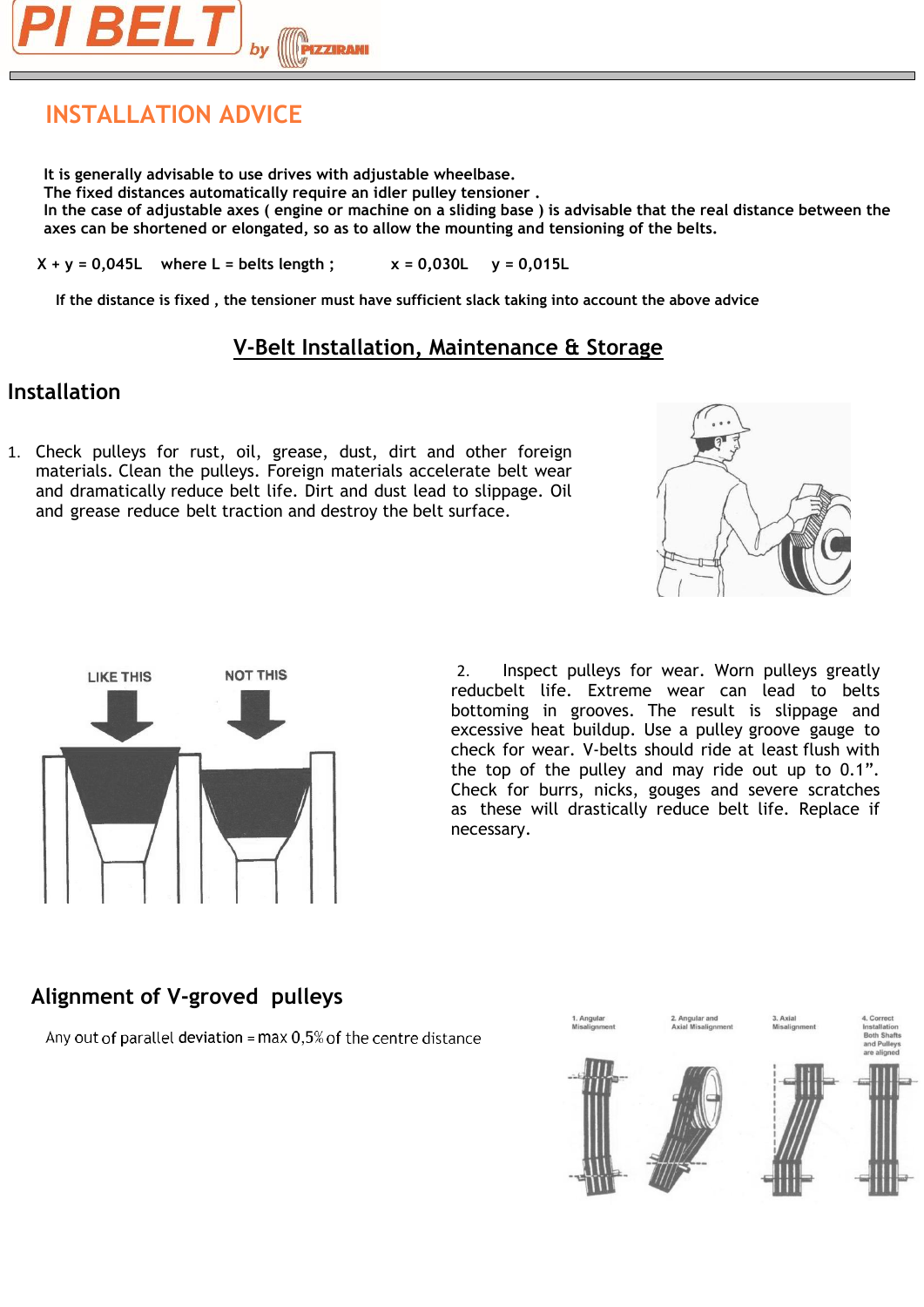# INSTALLATION ADVICE

**It is generally advisable to use drives with adjustable wheelbase.**
**The fixed distances automatically require an idler pulley tensioner .**
**In the case of adjustable axes ( engine or machine on a sliding base ) is advisable that the real distance between the axes can be shortened or elongated, so as to allow the mounting and tensioning of the belts.**

**X + y = 0,045L where L = belts length ; x = 0,030L y = 0,015L**

**If the distance is fixed , the tensioner must have sufficient slack taking into account the above advice**

## V-Belt Installation, Maintenance & Storage

### Installation

1. Check pulleys for rust, oil, grease, dust, dirt and other foreign materials. Clean the pulleys. Foreign materials accelerate belt wear and dramatically reduce belt life. Dirt and dust lead to slippage. Oil and grease reduce belt traction and destroy the belt surface.

LIKE THIS NOT THIS

2. Inspect pulleys for wear. Worn pulleys greatly reducbelt life. Extreme wear can lead to belts bottoming in grooves. The result is slippage and excessive heat buildup. Use a pulley groove gauge to check for wear. V-belts should ride at least flush with the top of the pulley and may ride out up to 0.1". Check for burrs, nicks, gouges and severe scratches as these will drastically reduce belt life. Replace if necessary.

### Alignment of V-groved pulleys

Any out of parallel deviation = max 0,5% of the centre distance

1. Angular Misalignment 2. Angular and Axial Misalignment 3. Axial Misalignment 4. Correct Installation Both Shafts and Pulleys are aligned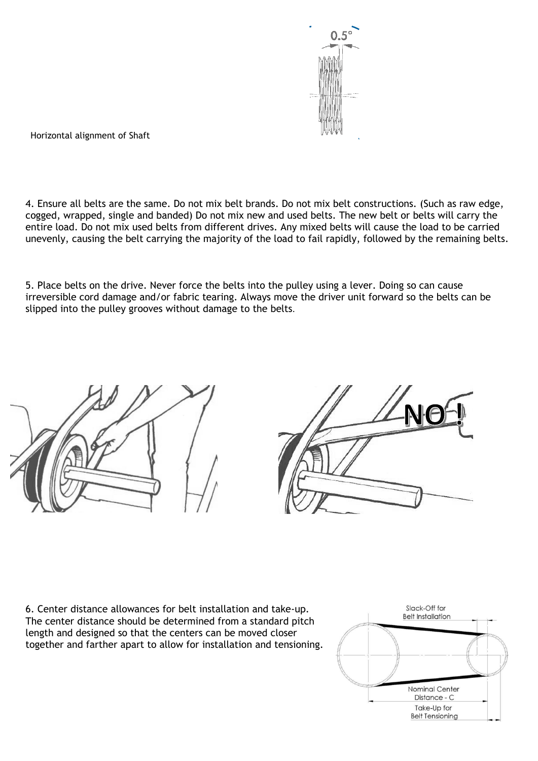Horizontal alignment of Shaft

4. Ensure all belts are the same. Do not mix belt brands. Do not mix belt constructions. (Such as raw edge, cogged, wrapped, single and banded) Do not mix new and used belts. The new belt or belts will carry the entire load. Do not mix used belts from different drives. Any mixed belts will cause the load to be carried unevenly, causing the belt carrying the majority of the load to fail rapidly, followed by the remaining belts.

5. Place belts on the drive. Never force the belts into the pulley using a lever. Doing so can cause irreversible cord damage and/or fabric tearing. Always move the driver unit forward so the belts can be slipped into the pulley grooves without damage to the belts.

6. Center distance allowances for belt installation and take-up. The center distance should be determined from a standard pitch length and designed so that the centers can be moved closer together and farther apart to allow for installation and tensioning.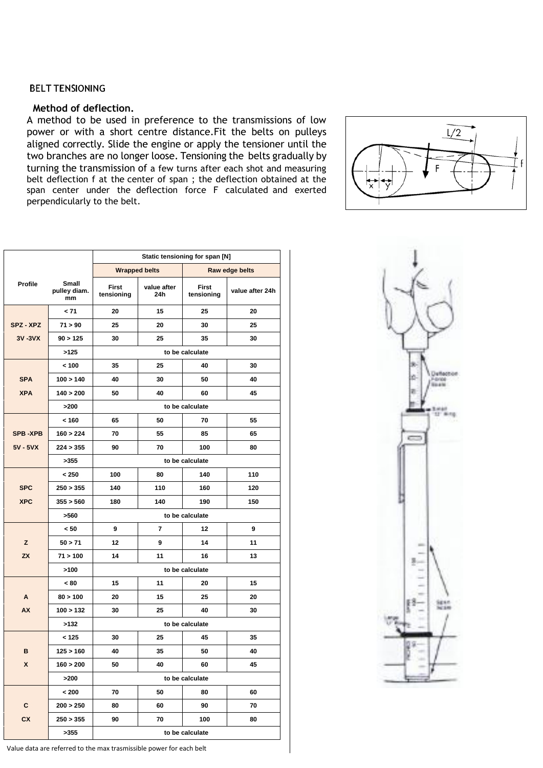## BELT TENSIONING

### Method of deflection.

A method to be used in preference to the transmissions of low power or with a short centre distance.Fit the belts on pulleys aligned correctly. Slide the engine or apply the tensioner until the two branches are no longer loose. Tensioning the belts gradually by turning the transmission of a few turns after each shot and measuring belt deflection f at the center of span ; the deflection obtained at the span center under the deflection force F calculated and exerted perpendicularly to the belt.

| Profile | Small pulley diam. mm | Static tensioning for span [N] | | | |
|---|---|---|---|---|---|
| | | Wrapped belts | | Raw edge belts | |
| | | First tensioning | value after 24h | First tensioning | value after 24h |
| SPZ - XPZ 3V -3VX | < 71 | 20 | 15 | 25 | 20 |
| | 71 > 90 | 25 | 20 | 30 | 25 |
| | 90 > 125 | 30 | 25 | 35 | 30 |
| | >125 | to be calculate | | | |
| SPA XPA | < 100 | 35 | 25 | 40 | 30 |
| | 100 > 140 | 40 | 30 | 50 | 40 |
| | 140 > 200 | 50 | 40 | 60 | 45 |
| | >200 | to be calculate | | | |
| SPB -XPB 5V - 5VX | < 160 | 65 | 50 | 70 | 55 |
| | 160 > 224 | 70 | 55 | 85 | 65 |
| | 224 > 355 | 90 | 70 | 100 | 80 |
| | >355 | to be calculate | | | |
| SPC XPC | < 250 | 100 | 80 | 140 | 110 |
| | 250 > 355 | 140 | 110 | 160 | 120 |
| | 355 > 560 | 180 | 140 | 190 | 150 |
| | >560 | to be calculate | | | |
| Z ZX | < 50 | 9 | 7 | 12 | 9 |
| | 50 > 71 | 12 | 9 | 14 | 11 |
| | 71 > 100 | 14 | 11 | 16 | 13 |
| | >100 | to be calculate | | | |
| A AX | < 80 | 15 | 11 | 20 | 15 |
| | 80 > 100 | 20 | 15 | 25 | 20 |
| | 100 > 132 | 30 | 25 | 40 | 30 |
| | >132 | to be calculate | | | |
| B X | < 125 | 30 | 25 | 45 | 35 |
| | 125 > 160 | 40 | 35 | 50 | 40 |
| | 160 > 200 | 50 | 40 | 60 | 45 |
| | >200 | to be calculate | | | |
| C CX | < 200 | 70 | 50 | 80 | 60 |
| | 200 > 250 | 80 | 60 | 90 | 70 |
| | 250 > 355 | 90 | 70 | 100 | 80 |
| | >355 | to be calculate | | | |

Value data are referred to the max trasmissible power for each belt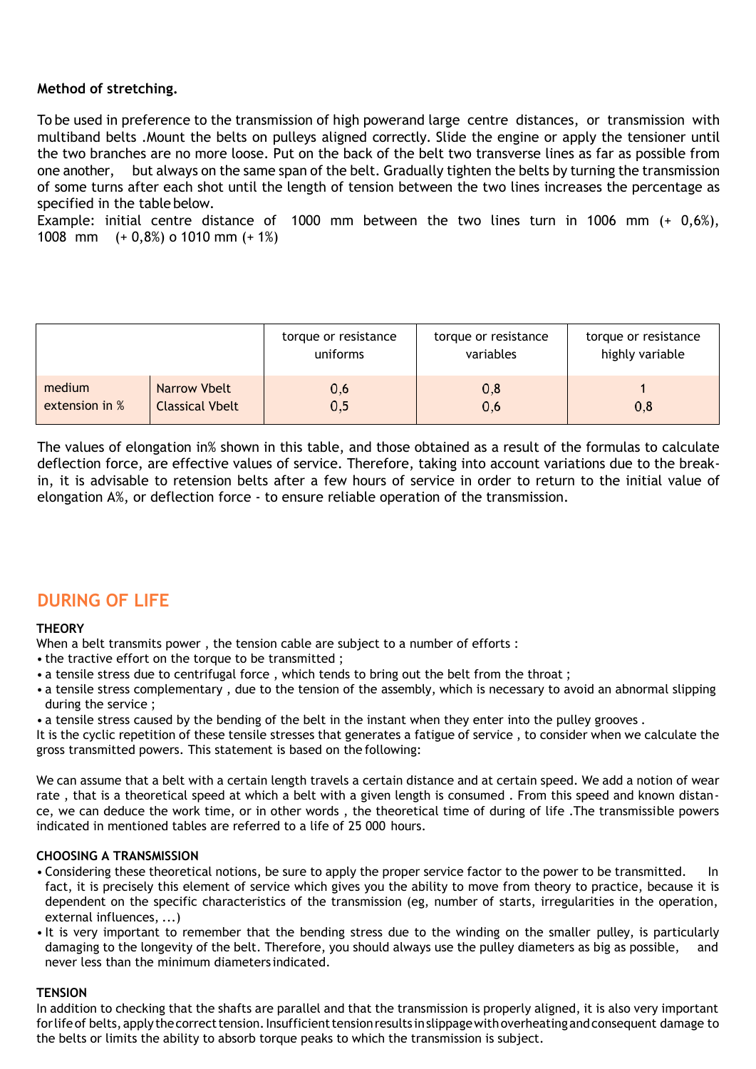**Method of stretching.**

To be used in preference to the transmission of high powerand large centre distances, or transmission with multiband belts .Mount the belts on pulleys aligned correctly. Slide the engine or apply the tensioner until the two branches are no more loose. Put on the back of the belt two transverse lines as far as possible from one another, but always on the same span of the belt. Gradually tighten the belts by turning the transmission of some turns after each shot until the length of tension between the two lines increases the percentage as specified in the table below.
Example: initial centre distance of 1000 mm between the two lines turn in 1006 mm (+ 0,6%), 1008 mm (+ 0,8%) o 1010 mm (+ 1%)

| | | torque or resistance uniforms | torque or resistance variables | torque or resistance highly variable |
|---|---|---|---|---|
| medium extension in % | Narrow Vbelt | 0,6 | 0,8 | 1 |
| | Classical Vbelt | 0,5 | 0,6 | 0,8 |

The values of elongation in% shown in this table, and those obtained as a result of the formulas to calculate deflection force, are effective values of service. Therefore, taking into account variations due to the break-in, it is advisable to retension belts after a few hours of service in order to return to the initial value of elongation A%, or deflection force - to ensure reliable operation of the transmission.

## DURING OF LIFE

**THEORY**

When a belt transmits power , the tension cable are subject to a number of efforts :

- the tractive effort on the torque to be transmitted ;
- a tensile stress due to centrifugal force , which tends to bring out the belt from the throat ;
- a tensile stress complementary , due to the tension of the assembly, which is necessary to avoid an abnormal slipping during the service ;
- a tensile stress caused by the bending of the belt in the instant when they enter into the pulley grooves .

It is the cyclic repetition of these tensile stresses that generates a fatigue of service , to consider when we calculate the gross transmitted powers. This statement is based on the following:

We can assume that a belt with a certain length travels a certain distance and at certain speed. We add a notion of wear rate , that is a theoretical speed at which a belt with a given length is consumed . From this speed and known distance, we can deduce the work time, or in other words , the theoretical time of during of life .The transmissible powers indicated in mentioned tables are referred to a life of 25 000 hours.

**CHOOSING A TRANSMISSION**

- Considering these theoretical notions, be sure to apply the proper service factor to the power to be transmitted. In fact, it is precisely this element of service which gives you the ability to move from theory to practice, because it is dependent on the specific characteristics of the transmission (eg, number of starts, irregularities in the operation, external influences, ...)
- It is very important to remember that the bending stress due to the winding on the smaller pulley, is particularly damaging to the longevity of the belt. Therefore, you should always use the pulley diameters as big as possible, and never less than the minimum diameters indicated.

**TENSION**

In addition to checking that the shafts are parallel and that the transmission is properly aligned, it is also very important for life of belts, apply the correct tension. Insufficient tension results in slippage with overheating and consequent damage to the belts or limits the ability to absorb torque peaks to which the transmission is subject.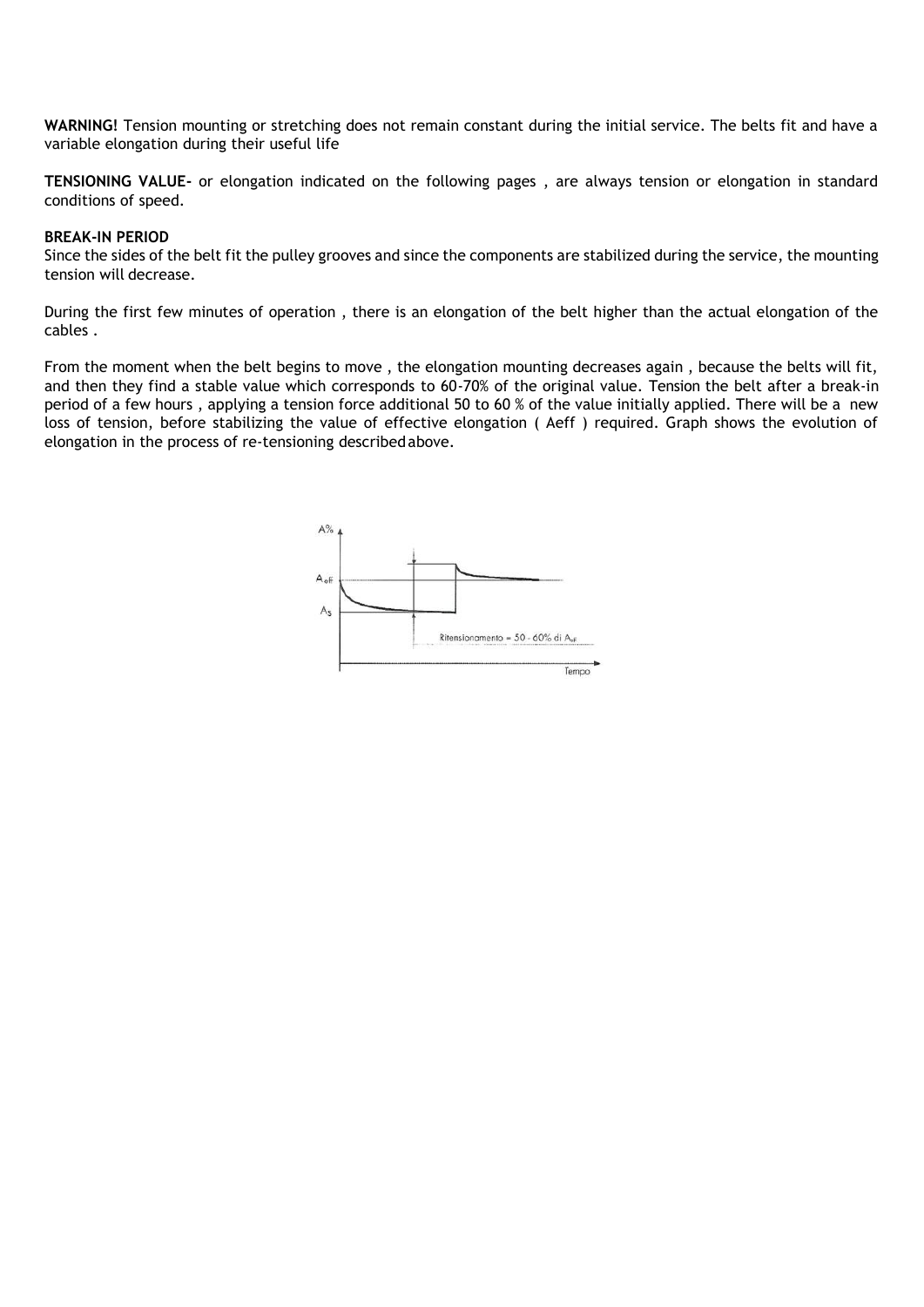**WARNING!** Tension mounting or stretching does not remain constant during the initial service. The belts fit and have a variable elongation during their useful life

**TENSIONING VALUE-** or elongation indicated on the following pages , are always tension or elongation in standard conditions of speed.

**BREAK-IN PERIOD**

Since the sides of the belt fit the pulley grooves and since the components are stabilized during the service, the mounting tension will decrease.

During the first few minutes of operation , there is an elongation of the belt higher than the actual elongation of the cables .

From the moment when the belt begins to move , the elongation mounting decreases again , because the belts will fit, and then they find a stable value which corresponds to 60-70% of the original value. Tension the belt after a break-in period of a few hours , applying a tension force additional 50 to 60 % of the value initially applied. There will be a new loss of tension, before stabilizing the value of effective elongation ( Aeff ) required. Graph shows the evolution of elongation in the process of re-tensioning described above.

A%

$A_{eff}$

$A_S$

Ritensionamento = 50 - 60% di $A_{eF}$

Tempo